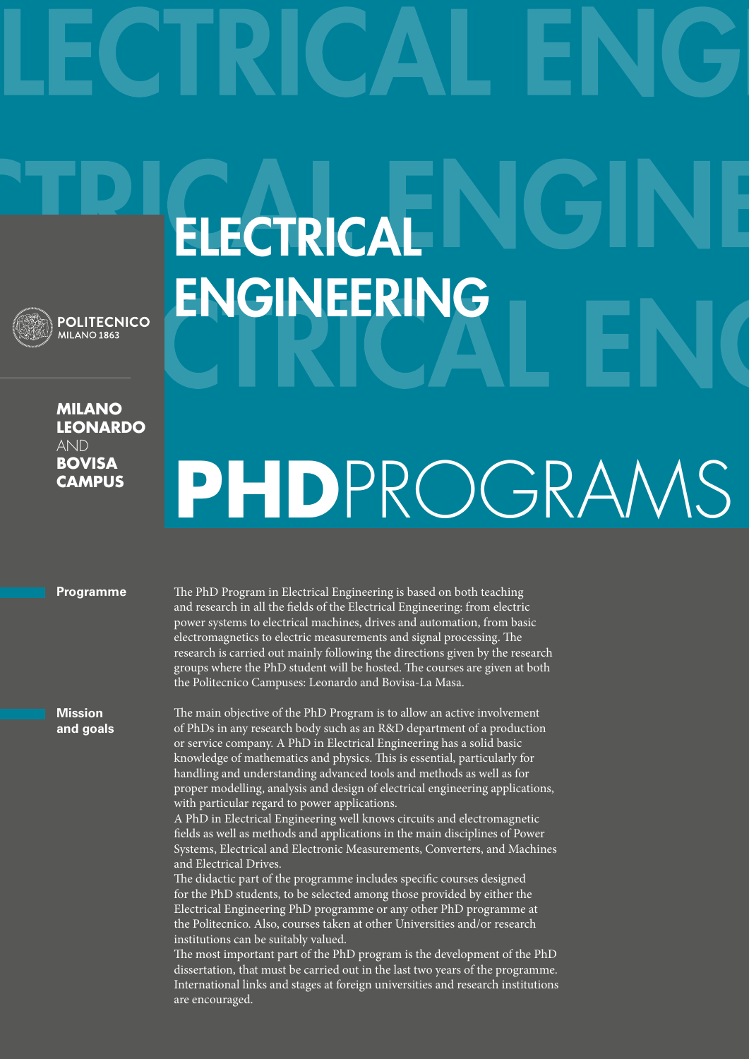POLITECNICO MILANO 1863

**MILANO LEONARDO** AND **BOVISA CAMPUS**

# ELECTRICAL ENGINEERING

# PHD PROGRAMS

## Programme

The PhD Program in Electrical Engineering is based on both teaching and research in all the fields of the Electrical Engineering: from electric power systems to electrical machines, drives and automation, from basic electromagnetics to electric measurements and signal processing. The research is carried out mainly following the directions given by the research groups where the PhD student will be hosted. The courses are given at both the Politecnico Campuses: Leonardo and Bovisa-La Masa.

## Mission and goals

The main objective of the PhD Program is to allow an active involvement of PhDs in any research body such as an R&D department of a production or service company. A PhD in Electrical Engineering has a solid basic knowledge of mathematics and physics. This is essential, particularly for handling and understanding advanced tools and methods as well as for proper modelling, analysis and design of electrical engineering applications, with particular regard to power applications.

A PhD in Electrical Engineering well knows circuits and electromagnetic fields as well as methods and applications in the main disciplines of Power Systems, Electrical and Electronic Measurements, Converters, and Machines and Electrical Drives.

The didactic part of the programme includes specific courses designed for the PhD students, to be selected among those provided by either the Electrical Engineering PhD programme or any other PhD programme at the Politecnico. Also, courses taken at other Universities and/or research institutions can be suitably valued.

The most important part of the PhD program is the development of the PhD dissertation, that must be carried out in the last two years of the programme. International links and stages at foreign universities and research institutions are encouraged.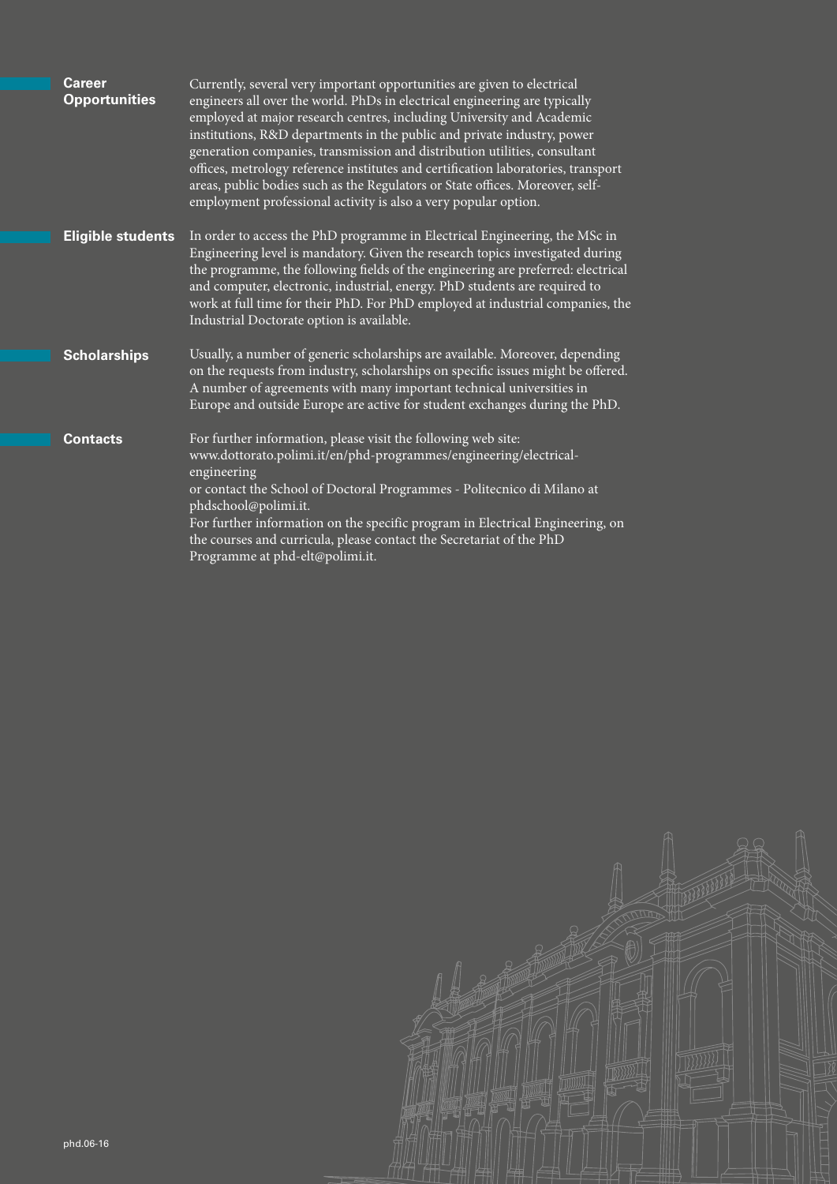## Career Opportunities

Currently, several very important opportunities are given to electrical engineers all over the world. PhDs in electrical engineering are typically employed at major research centres, including University and Academic institutions, R&D departments in the public and private industry, power generation companies, transmission and distribution utilities, consultant offices, metrology reference institutes and certification laboratories, transport areas, public bodies such as the Regulators or State offices. Moreover, self-employment professional activity is also a very popular option.

## Eligible students

In order to access the PhD programme in Electrical Engineering, the MSc in Engineering level is mandatory. Given the research topics investigated during the programme, the following fields of the engineering are preferred: electrical and computer, electronic, industrial, energy. PhD students are required to work at full time for their PhD. For PhD employed at industrial companies, the Industrial Doctorate option is available.

## Scholarships

Usually, a number of generic scholarships are available. Moreover, depending on the requests from industry, scholarships on specific issues might be offered. A number of agreements with many important technical universities in Europe and outside Europe are active for student exchanges during the PhD.

## Contacts

For further information, please visit the following web site:
www.dottorato.polimi.it/en/phd-programmes/engineering/electrical-engineering
or contact the School of Doctoral Programmes - Politecnico di Milano at phdschool@polimi.it.
For further information on the specific program in Electrical Engineering, on the courses and curricula, please contact the Secretariat of the PhD Programme at phd-elt@polimi.it.

phd.06-16